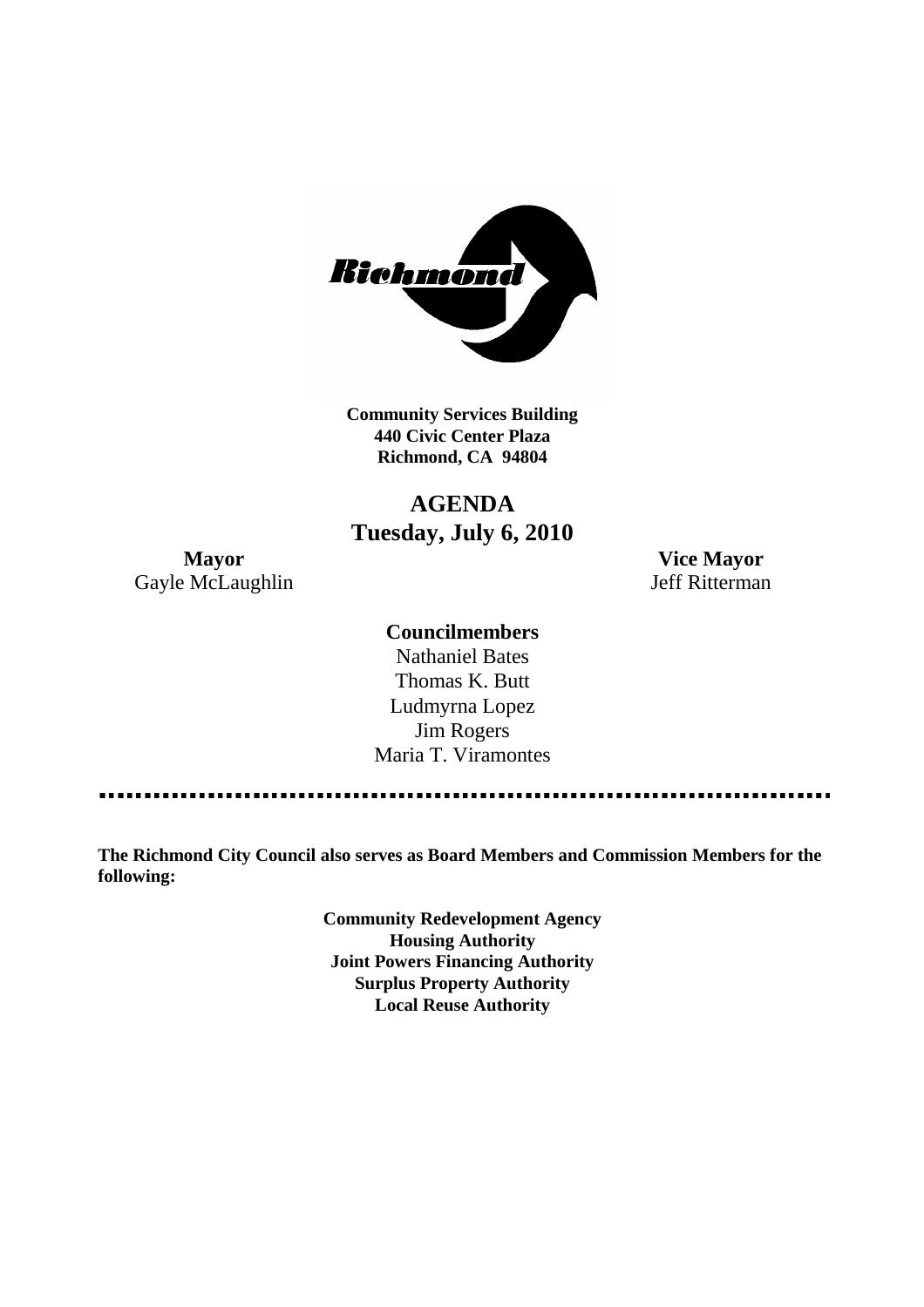**Community Services Building**
**440 Civic Center Plaza**
**Richmond, CA 94804**

# AGENDA
## Tuesday, July 6, 2010

**Mayor**
Gayle McLaughlin

**Vice Mayor**
Jeff Ritterman

**Councilmembers**
Nathaniel Bates
Thomas K. Butt
Ludmyrna Lopez
Jim Rogers
Maria T. Viramontes

---

**The Richmond City Council also serves as Board Members and Commission Members for the following:**

**Community Redevelopment Agency**
**Housing Authority**
**Joint Powers Financing Authority**
**Surplus Property Authority**
**Local Reuse Authority**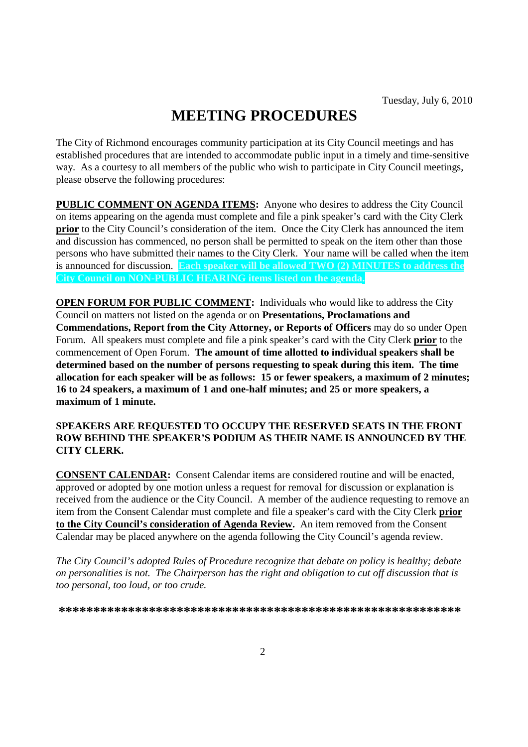Tuesday, July 6, 2010

# MEETING PROCEDURES

The City of Richmond encourages community participation at its City Council meetings and has established procedures that are intended to accommodate public input in a timely and time-sensitive way. As a courtesy to all members of the public who wish to participate in City Council meetings, please observe the following procedures:

**PUBLIC COMMENT ON AGENDA ITEMS:** Anyone who desires to address the City Council on items appearing on the agenda must complete and file a pink speaker's card with the City Clerk **prior** to the City Council's consideration of the item. Once the City Clerk has announced the item and discussion has commenced, no person shall be permitted to speak on the item other than those persons who have submitted their names to the City Clerk. Your name will be called when the item is announced for discussion. **Each speaker will be allowed TWO (2) MINUTES to address the City Council on NON-PUBLIC HEARING items listed on the agenda.**

**OPEN FORUM FOR PUBLIC COMMENT:** Individuals who would like to address the City Council on matters not listed on the agenda or on **Presentations, Proclamations and Commendations, Report from the City Attorney, or Reports of Officers** may do so under Open Forum. All speakers must complete and file a pink speaker's card with the City Clerk **prior** to the commencement of Open Forum. **The amount of time allotted to individual speakers shall be determined based on the number of persons requesting to speak during this item. The time allocation for each speaker will be as follows: 15 or fewer speakers, a maximum of 2 minutes; 16 to 24 speakers, a maximum of 1 and one-half minutes; and 25 or more speakers, a maximum of 1 minute.**

**SPEAKERS ARE REQUESTED TO OCCUPY THE RESERVED SEATS IN THE FRONT ROW BEHIND THE SPEAKER'S PODIUM AS THEIR NAME IS ANNOUNCED BY THE CITY CLERK.**

**CONSENT CALENDAR:** Consent Calendar items are considered routine and will be enacted, approved or adopted by one motion unless a request for removal for discussion or explanation is received from the audience or the City Council. A member of the audience requesting to remove an item from the Consent Calendar must complete and file a speaker's card with the City Clerk **prior to the City Council's consideration of Agenda Review.** An item removed from the Consent Calendar may be placed anywhere on the agenda following the City Council's agenda review.

*The City Council's adopted Rules of Procedure recognize that debate on policy is healthy; debate on personalities is not. The Chairperson has the right and obligation to cut off discussion that is too personal, too loud, or too crude.*

***********************************************************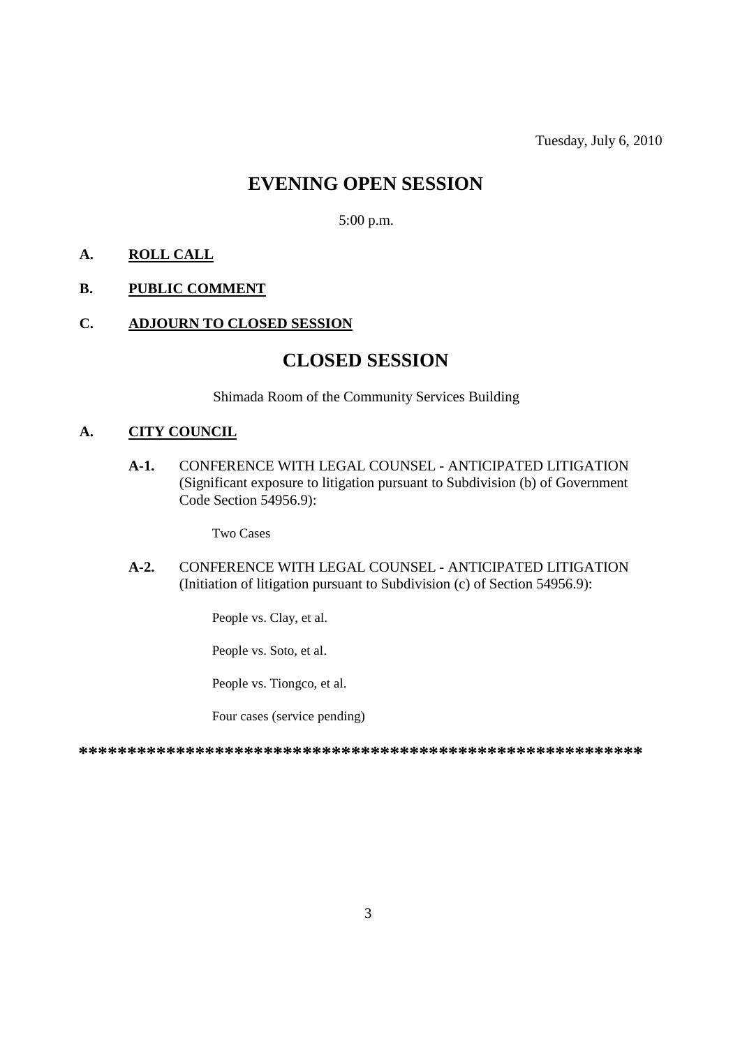Tuesday, July 6, 2010

# EVENING OPEN SESSION

5:00 p.m.

**A. ROLL CALL**

**B. PUBLIC COMMENT**

**C. ADJOURN TO CLOSED SESSION**

# CLOSED SESSION

Shimada Room of the Community Services Building

**A. CITY COUNCIL**

**A-1.** CONFERENCE WITH LEGAL COUNSEL - ANTICIPATED LITIGATION (Significant exposure to litigation pursuant to Subdivision (b) of Government Code Section 54956.9):

Two Cases

**A-2.** CONFERENCE WITH LEGAL COUNSEL - ANTICIPATED LITIGATION (Initiation of litigation pursuant to Subdivision (c) of Section 54956.9):

People vs. Clay, et al.

People vs. Soto, et al.

People vs. Tiongco, et al.

Four cases (service pending)

**************************************************************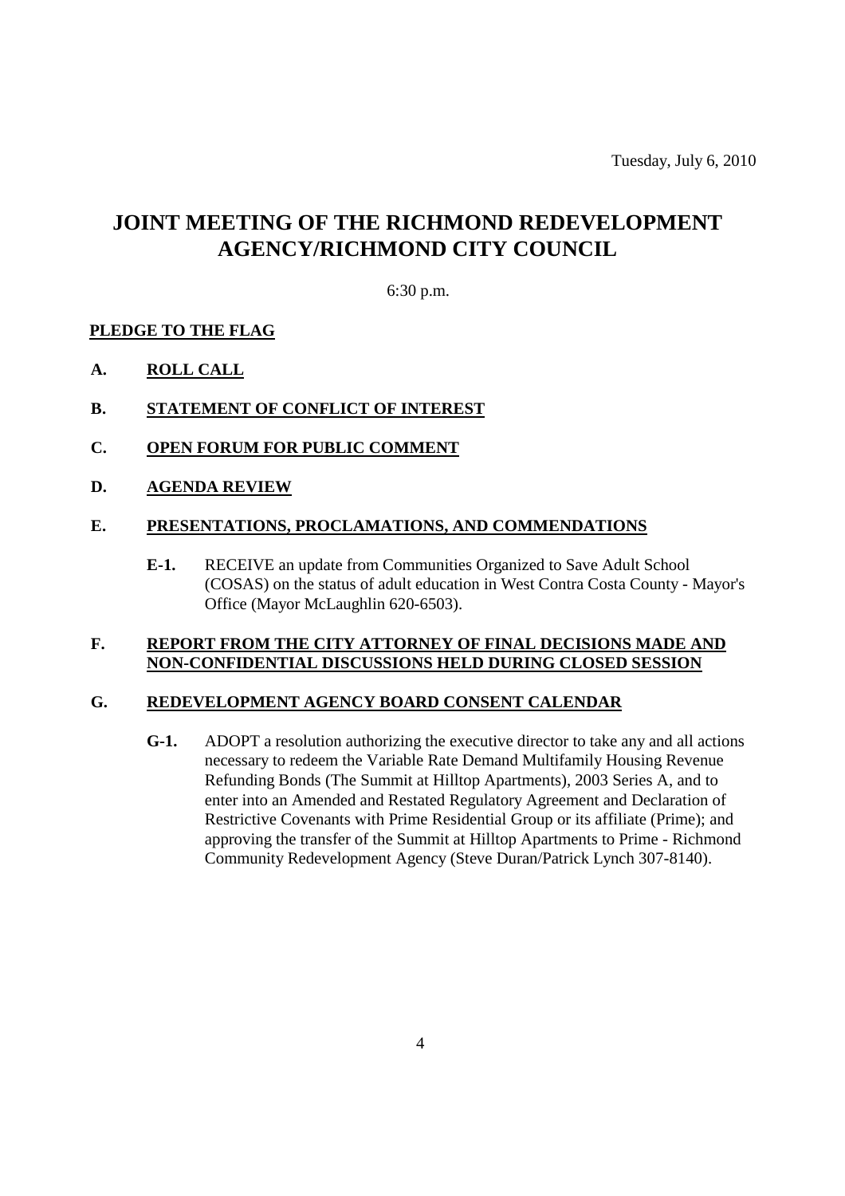Tuesday, July 6, 2010

# JOINT MEETING OF THE RICHMOND REDEVELOPMENT AGENCY/RICHMOND CITY COUNCIL

6:30 p.m.

**PLEDGE TO THE FLAG**

**A. ROLL CALL**

**B. STATEMENT OF CONFLICT OF INTEREST**

**C. OPEN FORUM FOR PUBLIC COMMENT**

**D. AGENDA REVIEW**

**E. PRESENTATIONS, PROCLAMATIONS, AND COMMENDATIONS**

**E-1.** RECEIVE an update from Communities Organized to Save Adult School (COSAS) on the status of adult education in West Contra Costa County - Mayor's Office (Mayor McLaughlin 620-6503).

**F. REPORT FROM THE CITY ATTORNEY OF FINAL DECISIONS MADE AND NON-CONFIDENTIAL DISCUSSIONS HELD DURING CLOSED SESSION**

**G. REDEVELOPMENT AGENCY BOARD CONSENT CALENDAR**

**G-1.** ADOPT a resolution authorizing the executive director to take any and all actions necessary to redeem the Variable Rate Demand Multifamily Housing Revenue Refunding Bonds (The Summit at Hilltop Apartments), 2003 Series A, and to enter into an Amended and Restated Regulatory Agreement and Declaration of Restrictive Covenants with Prime Residential Group or its affiliate (Prime); and approving the transfer of the Summit at Hilltop Apartments to Prime - Richmond Community Redevelopment Agency (Steve Duran/Patrick Lynch 307-8140).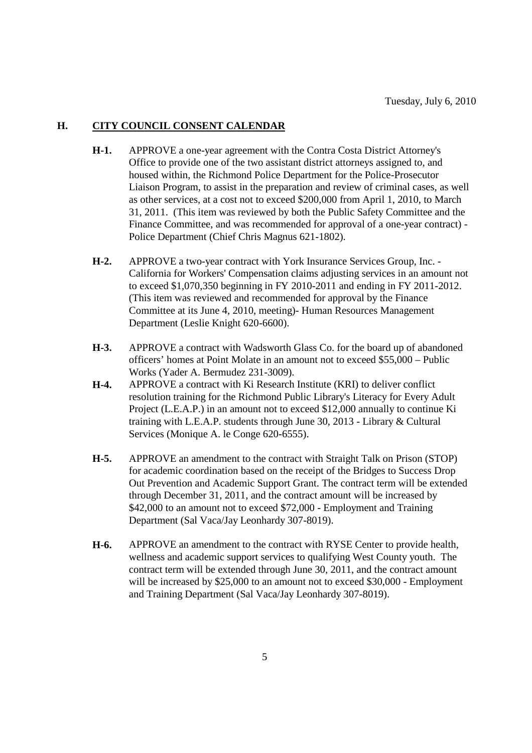Tuesday, July 6, 2010

## H. CITY COUNCIL CONSENT CALENDAR

**H-1.** APPROVE a one-year agreement with the Contra Costa District Attorney's Office to provide one of the two assistant district attorneys assigned to, and housed within, the Richmond Police Department for the Police-Prosecutor Liaison Program, to assist in the preparation and review of criminal cases, as well as other services, at a cost not to exceed $200,000 from April 1, 2010, to March 31, 2011. (This item was reviewed by both the Public Safety Committee and the Finance Committee, and was recommended for approval of a one-year contract) - Police Department (Chief Chris Magnus 621-1802).

**H-2.** APPROVE a two-year contract with York Insurance Services Group, Inc. - California for Workers' Compensation claims adjusting services in an amount not to exceed $1,070,350 beginning in FY 2010-2011 and ending in FY 2011-2012. (This item was reviewed and recommended for approval by the Finance Committee at its June 4, 2010, meeting)- Human Resources Management Department (Leslie Knight 620-6600).

**H-3.** APPROVE a contract with Wadsworth Glass Co. for the board up of abandoned officers' homes at Point Molate in an amount not to exceed $55,000 – Public Works (Yader A. Bermudez 231-3009).

**H-4.** APPROVE a contract with Ki Research Institute (KRI) to deliver conflict resolution training for the Richmond Public Library's Literacy for Every Adult Project (L.E.A.P.) in an amount not to exceed $12,000 annually to continue Ki training with L.E.A.P. students through June 30, 2013 - Library & Cultural Services (Monique A. le Conge 620-6555).

**H-5.** APPROVE an amendment to the contract with Straight Talk on Prison (STOP) for academic coordination based on the receipt of the Bridges to Success Drop Out Prevention and Academic Support Grant. The contract term will be extended through December 31, 2011, and the contract amount will be increased by $42,000 to an amount not to exceed $72,000 - Employment and Training Department (Sal Vaca/Jay Leonhardy 307-8019).

**H-6.** APPROVE an amendment to the contract with RYSE Center to provide health, wellness and academic support services to qualifying West County youth. The contract term will be extended through June 30, 2011, and the contract amount will be increased by $25,000 to an amount not to exceed $30,000 - Employment and Training Department (Sal Vaca/Jay Leonhardy 307-8019).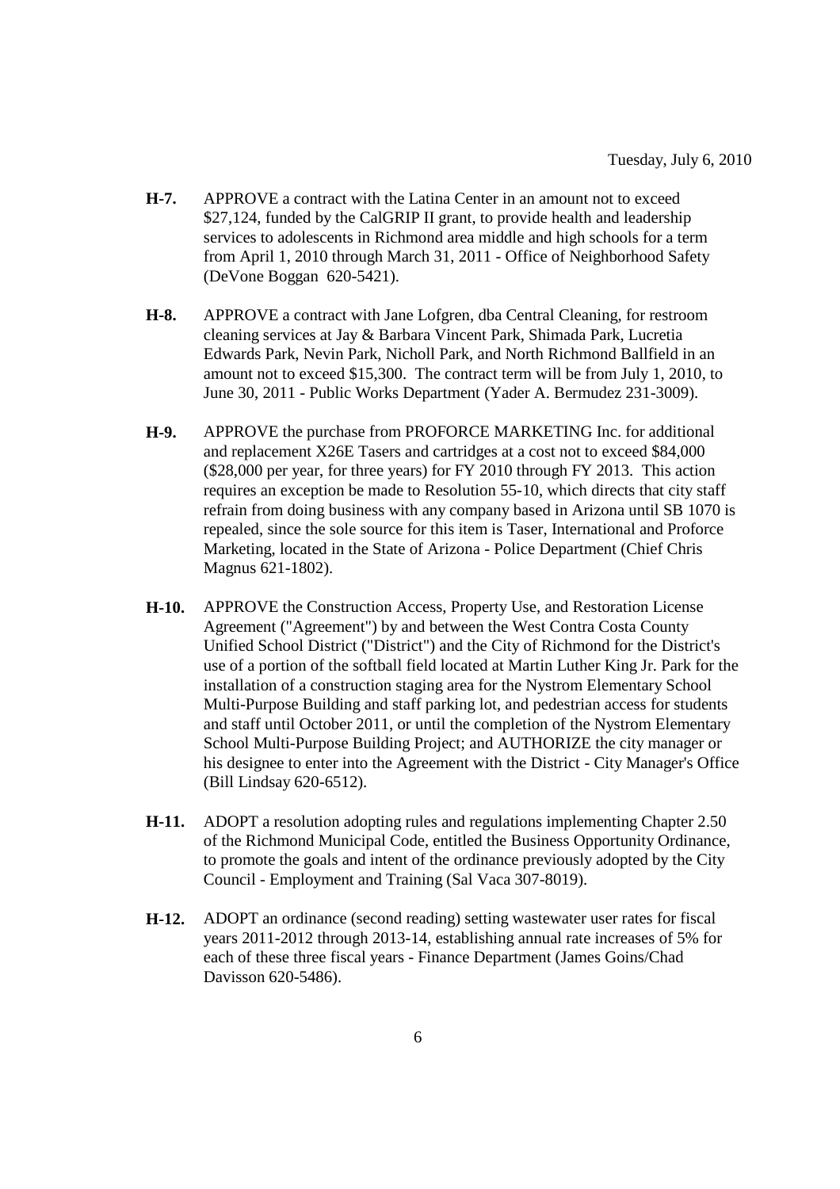**H-7.** APPROVE a contract with the Latina Center in an amount not to exceed $27,124, funded by the CalGRIP II grant, to provide health and leadership services to adolescents in Richmond area middle and high schools for a term from April 1, 2010 through March 31, 2011 - Office of Neighborhood Safety (DeVone Boggan 620-5421).

**H-8.** APPROVE a contract with Jane Lofgren, dba Central Cleaning, for restroom cleaning services at Jay & Barbara Vincent Park, Shimada Park, Lucretia Edwards Park, Nevin Park, Nicholl Park, and North Richmond Ballfield in an amount not to exceed $15,300. The contract term will be from July 1, 2010, to June 30, 2011 - Public Works Department (Yader A. Bermudez 231-3009).

**H-9.** APPROVE the purchase from PROFORCE MARKETING Inc. for additional and replacement X26E Tasers and cartridges at a cost not to exceed $84,000 ($28,000 per year, for three years) for FY 2010 through FY 2013. This action requires an exception be made to Resolution 55-10, which directs that city staff refrain from doing business with any company based in Arizona until SB 1070 is repealed, since the sole source for this item is Taser, International and Proforce Marketing, located in the State of Arizona - Police Department (Chief Chris Magnus 621-1802).

**H-10.** APPROVE the Construction Access, Property Use, and Restoration License Agreement ("Agreement") by and between the West Contra Costa County Unified School District ("District") and the City of Richmond for the District's use of a portion of the softball field located at Martin Luther King Jr. Park for the installation of a construction staging area for the Nystrom Elementary School Multi-Purpose Building and staff parking lot, and pedestrian access for students and staff until October 2011, or until the completion of the Nystrom Elementary School Multi-Purpose Building Project; and AUTHORIZE the city manager or his designee to enter into the Agreement with the District - City Manager's Office (Bill Lindsay 620-6512).

**H-11.** ADOPT a resolution adopting rules and regulations implementing Chapter 2.50 of the Richmond Municipal Code, entitled the Business Opportunity Ordinance, to promote the goals and intent of the ordinance previously adopted by the City Council - Employment and Training (Sal Vaca 307-8019).

**H-12.** ADOPT an ordinance (second reading) setting wastewater user rates for fiscal years 2011-2012 through 2013-14, establishing annual rate increases of 5% for each of these three fiscal years - Finance Department (James Goins/Chad Davisson 620-5486).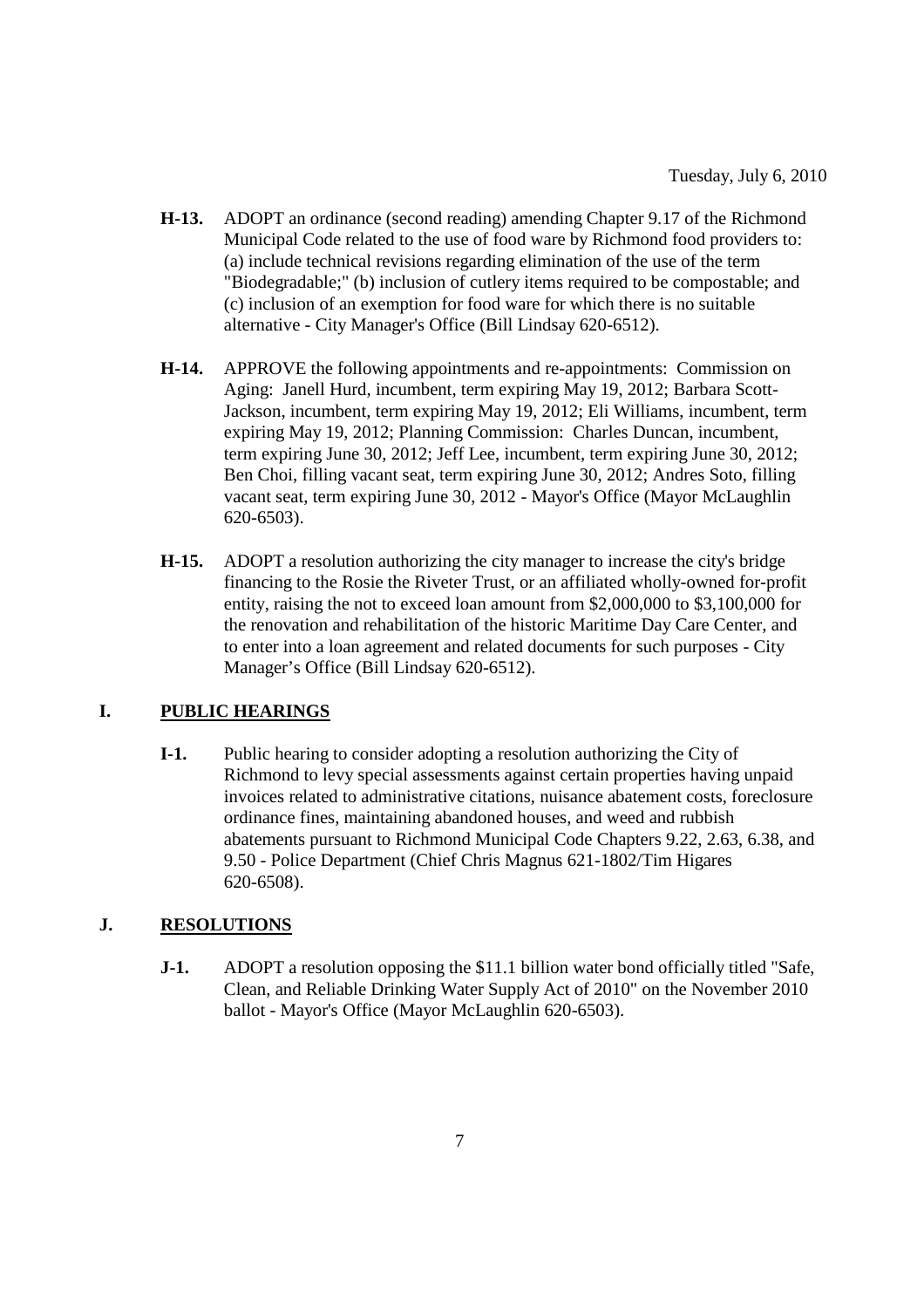Tuesday, July 6, 2010

**H-13.** ADOPT an ordinance (second reading) amending Chapter 9.17 of the Richmond Municipal Code related to the use of food ware by Richmond food providers to: (a) include technical revisions regarding elimination of the use of the term "Biodegradable;" (b) inclusion of cutlery items required to be compostable; and (c) inclusion of an exemption for food ware for which there is no suitable alternative - City Manager's Office (Bill Lindsay 620-6512).

**H-14.** APPROVE the following appointments and re-appointments: Commission on Aging: Janell Hurd, incumbent, term expiring May 19, 2012; Barbara Scott-Jackson, incumbent, term expiring May 19, 2012; Eli Williams, incumbent, term expiring May 19, 2012; Planning Commission: Charles Duncan, incumbent, term expiring June 30, 2012; Jeff Lee, incumbent, term expiring June 30, 2012; Ben Choi, filling vacant seat, term expiring June 30, 2012; Andres Soto, filling vacant seat, term expiring June 30, 2012 - Mayor's Office (Mayor McLaughlin 620-6503).

**H-15.** ADOPT a resolution authorizing the city manager to increase the city's bridge financing to the Rosie the Riveter Trust, or an affiliated wholly-owned for-profit entity, raising the not to exceed loan amount from $2,000,000 to $3,100,000 for the renovation and rehabilitation of the historic Maritime Day Care Center, and to enter into a loan agreement and related documents for such purposes - City Manager's Office (Bill Lindsay 620-6512).

## I. PUBLIC HEARINGS

**I-1.** Public hearing to consider adopting a resolution authorizing the City of Richmond to levy special assessments against certain properties having unpaid invoices related to administrative citations, nuisance abatement costs, foreclosure ordinance fines, maintaining abandoned houses, and weed and rubbish abatements pursuant to Richmond Municipal Code Chapters 9.22, 2.63, 6.38, and 9.50 - Police Department (Chief Chris Magnus 621-1802/Tim Higares 620-6508).

## J. RESOLUTIONS

**J-1.** ADOPT a resolution opposing the $11.1 billion water bond officially titled "Safe, Clean, and Reliable Drinking Water Supply Act of 2010" on the November 2010 ballot - Mayor's Office (Mayor McLaughlin 620-6503).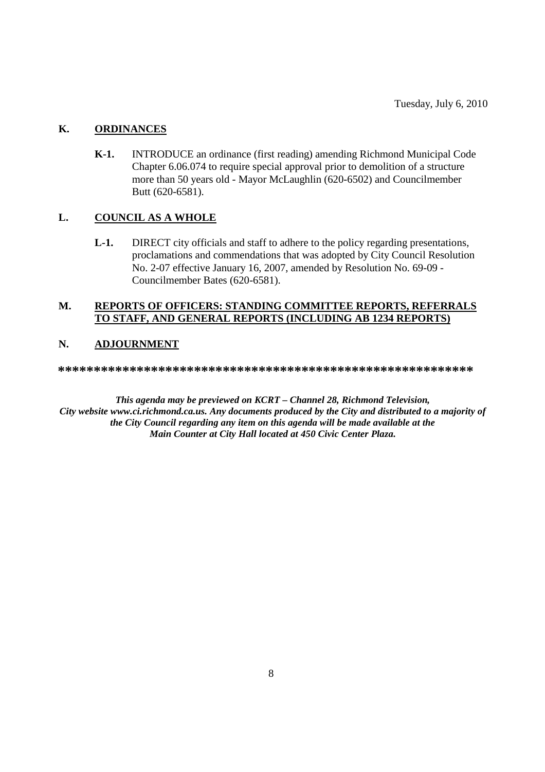Tuesday, July 6, 2010

## K. ORDINANCES

**K-1.** INTRODUCE an ordinance (first reading) amending Richmond Municipal Code Chapter 6.06.074 to require special approval prior to demolition of a structure more than 50 years old - Mayor McLaughlin (620-6502) and Councilmember Butt (620-6581).

## L. COUNCIL AS A WHOLE

**L-1.** DIRECT city officials and staff to adhere to the policy regarding presentations, proclamations and commendations that was adopted by City Council Resolution No. 2-07 effective January 16, 2007, amended by Resolution No. 69-09 - Councilmember Bates (620-6581).

## M. REPORTS OF OFFICERS: STANDING COMMITTEE REPORTS, REFERRALS TO STAFF, AND GENERAL REPORTS (INCLUDING AB 1234 REPORTS)

## N. ADJOURNMENT

**************************************************************

***This agenda may be previewed on KCRT – Channel 28, Richmond Television, City website www.ci.richmond.ca.us. Any documents produced by the City and distributed to a majority of the City Council regarding any item on this agenda will be made available at the Main Counter at City Hall located at 450 Civic Center Plaza.***